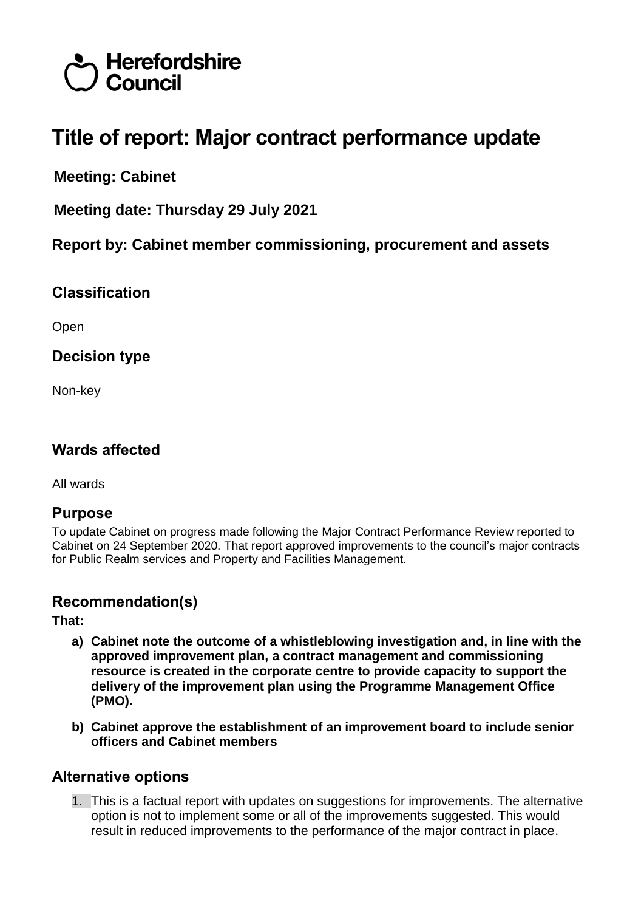Herefordshire Council

# Title of report: Major contract performance update

**Meeting: Cabinet**

**Meeting date: Thursday 29 July 2021**

**Report by: Cabinet member commissioning, procurement and assets**

## Classification

Open

## Decision type

Non-key

## Wards affected

All wards

## Purpose

To update Cabinet on progress made following the Major Contract Performance Review reported to Cabinet on 24 September 2020. That report approved improvements to the council's major contracts for Public Realm services and Property and Facilities Management.

## Recommendation(s)

**That:**

a) **Cabinet note the outcome of a whistleblowing investigation and, in line with the approved improvement plan, a contract management and commissioning resource is created in the corporate centre to provide capacity to support the delivery of the improvement plan using the Programme Management Office (PMO).**

b) **Cabinet approve the establishment of an improvement board to include senior officers and Cabinet members**

## Alternative options

1. This is a factual report with updates on suggestions for improvements. The alternative option is not to implement some or all of the improvements suggested. This would result in reduced improvements to the performance of the major contract in place.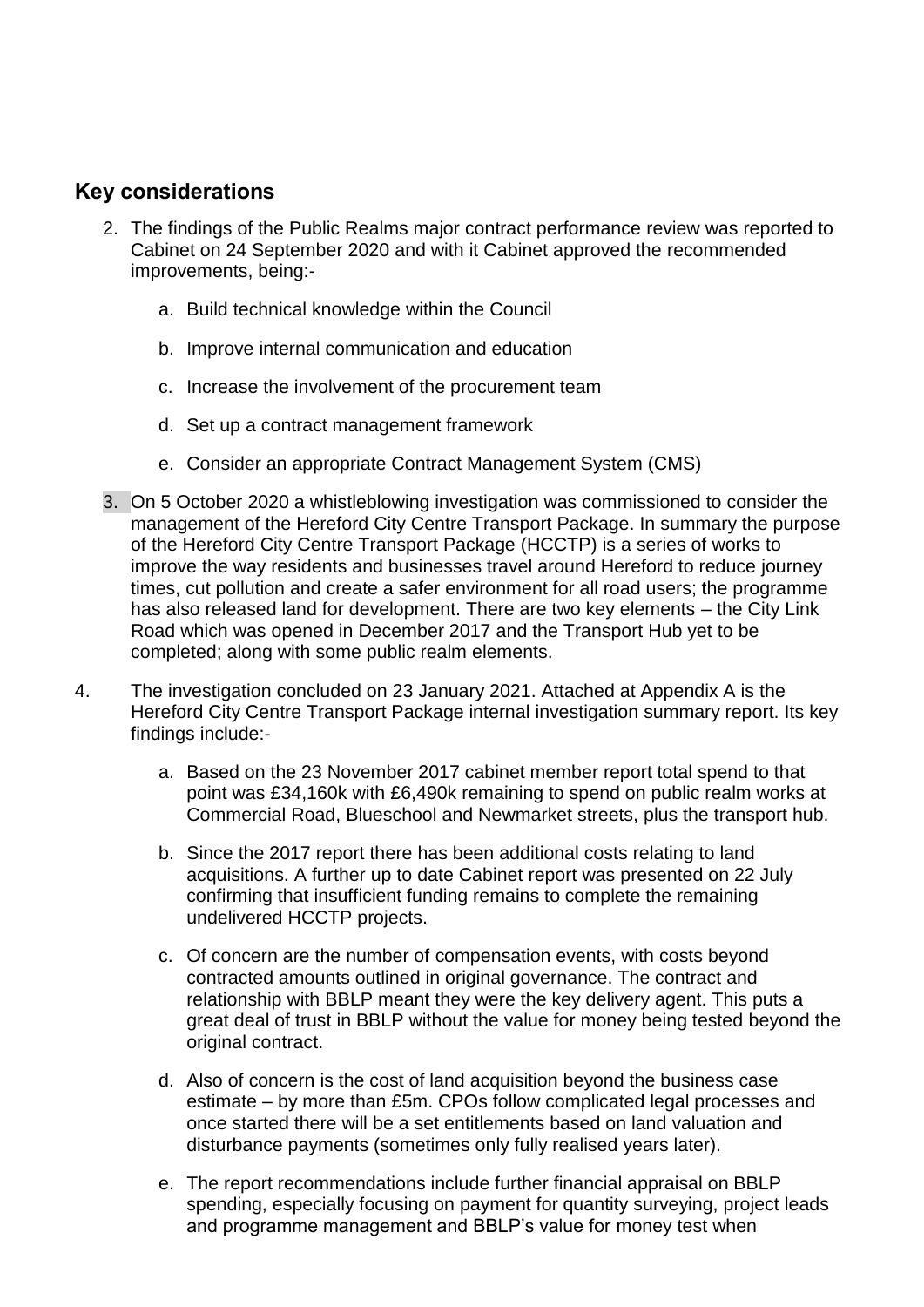## Key considerations

2. The findings of the Public Realms major contract performance review was reported to Cabinet on 24 September 2020 and with it Cabinet approved the recommended improvements, being:-

   a. Build technical knowledge within the Council

   b. Improve internal communication and education

   c. Increase the involvement of the procurement team

   d. Set up a contract management framework

   e. Consider an appropriate Contract Management System (CMS)

3. On 5 October 2020 a whistleblowing investigation was commissioned to consider the management of the Hereford City Centre Transport Package. In summary the purpose of the Hereford City Centre Transport Package (HCCTP) is a series of works to improve the way residents and businesses travel around Hereford to reduce journey times, cut pollution and create a safer environment for all road users; the programme has also released land for development. There are two key elements – the City Link Road which was opened in December 2017 and the Transport Hub yet to be completed; along with some public realm elements.

4. The investigation concluded on 23 January 2021. Attached at Appendix A is the Hereford City Centre Transport Package internal investigation summary report. Its key findings include:-

   a. Based on the 23 November 2017 cabinet member report total spend to that point was £34,160k with £6,490k remaining to spend on public realm works at Commercial Road, Blueschool and Newmarket streets, plus the transport hub.

   b. Since the 2017 report there has been additional costs relating to land acquisitions. A further up to date Cabinet report was presented on 22 July confirming that insufficient funding remains to complete the remaining undelivered HCCTP projects.

   c. Of concern are the number of compensation events, with costs beyond contracted amounts outlined in original governance. The contract and relationship with BBLP meant they were the key delivery agent. This puts a great deal of trust in BBLP without the value for money being tested beyond the original contract.

   d. Also of concern is the cost of land acquisition beyond the business case estimate – by more than £5m. CPOs follow complicated legal processes and once started there will be a set entitlements based on land valuation and disturbance payments (sometimes only fully realised years later).

   e. The report recommendations include further financial appraisal on BBLP spending, especially focusing on payment for quantity surveying, project leads and programme management and BBLP's value for money test when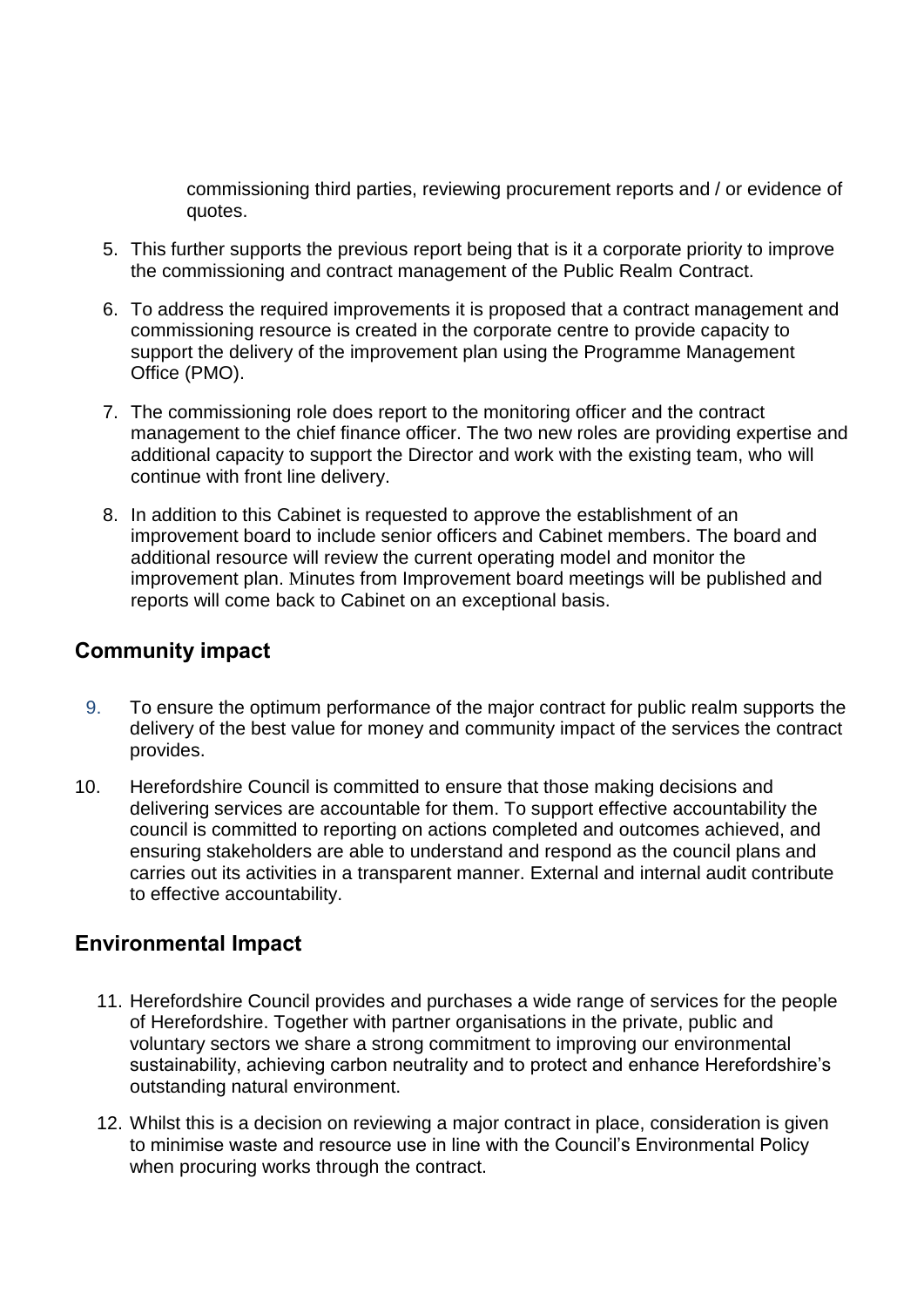commissioning third parties, reviewing procurement reports and / or evidence of quotes.

5. This further supports the previous report being that is it a corporate priority to improve the commissioning and contract management of the Public Realm Contract.

6. To address the required improvements it is proposed that a contract management and commissioning resource is created in the corporate centre to provide capacity to support the delivery of the improvement plan using the Programme Management Office (PMO).

7. The commissioning role does report to the monitoring officer and the contract management to the chief finance officer. The two new roles are providing expertise and additional capacity to support the Director and work with the existing team, who will continue with front line delivery.

8. In addition to this Cabinet is requested to approve the establishment of an improvement board to include senior officers and Cabinet members. The board and additional resource will review the current operating model and monitor the improvement plan. Minutes from Improvement board meetings will be published and reports will come back to Cabinet on an exceptional basis.

## Community impact

9. To ensure the optimum performance of the major contract for public realm supports the delivery of the best value for money and community impact of the services the contract provides.

10. Herefordshire Council is committed to ensure that those making decisions and delivering services are accountable for them. To support effective accountability the council is committed to reporting on actions completed and outcomes achieved, and ensuring stakeholders are able to understand and respond as the council plans and carries out its activities in a transparent manner. External and internal audit contribute to effective accountability.

## Environmental Impact

11. Herefordshire Council provides and purchases a wide range of services for the people of Herefordshire. Together with partner organisations in the private, public and voluntary sectors we share a strong commitment to improving our environmental sustainability, achieving carbon neutrality and to protect and enhance Herefordshire's outstanding natural environment.

12. Whilst this is a decision on reviewing a major contract in place, consideration is given to minimise waste and resource use in line with the Council's Environmental Policy when procuring works through the contract.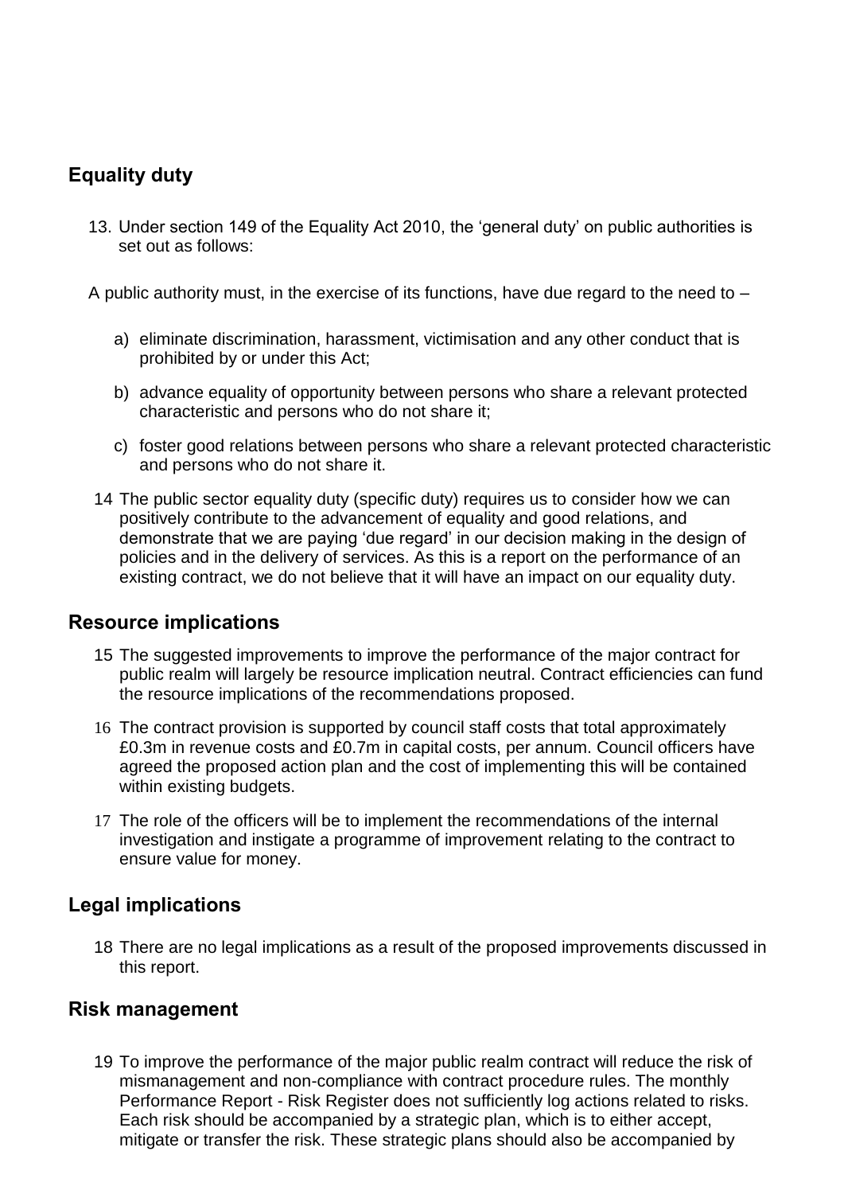## Equality duty

13. Under section 149 of the Equality Act 2010, the 'general duty' on public authorities is set out as follows:

A public authority must, in the exercise of its functions, have due regard to the need to –

a) eliminate discrimination, harassment, victimisation and any other conduct that is prohibited by or under this Act;

b) advance equality of opportunity between persons who share a relevant protected characteristic and persons who do not share it;

c) foster good relations between persons who share a relevant protected characteristic and persons who do not share it.

14 The public sector equality duty (specific duty) requires us to consider how we can positively contribute to the advancement of equality and good relations, and demonstrate that we are paying 'due regard' in our decision making in the design of policies and in the delivery of services. As this is a report on the performance of an existing contract, we do not believe that it will have an impact on our equality duty.

## Resource implications

15 The suggested improvements to improve the performance of the major contract for public realm will largely be resource implication neutral. Contract efficiencies can fund the resource implications of the recommendations proposed.

16 The contract provision is supported by council staff costs that total approximately £0.3m in revenue costs and £0.7m in capital costs, per annum. Council officers have agreed the proposed action plan and the cost of implementing this will be contained within existing budgets.

17 The role of the officers will be to implement the recommendations of the internal investigation and instigate a programme of improvement relating to the contract to ensure value for money.

## Legal implications

18 There are no legal implications as a result of the proposed improvements discussed in this report.

## Risk management

19 To improve the performance of the major public realm contract will reduce the risk of mismanagement and non-compliance with contract procedure rules. The monthly Performance Report - Risk Register does not sufficiently log actions related to risks. Each risk should be accompanied by a strategic plan, which is to either accept, mitigate or transfer the risk. These strategic plans should also be accompanied by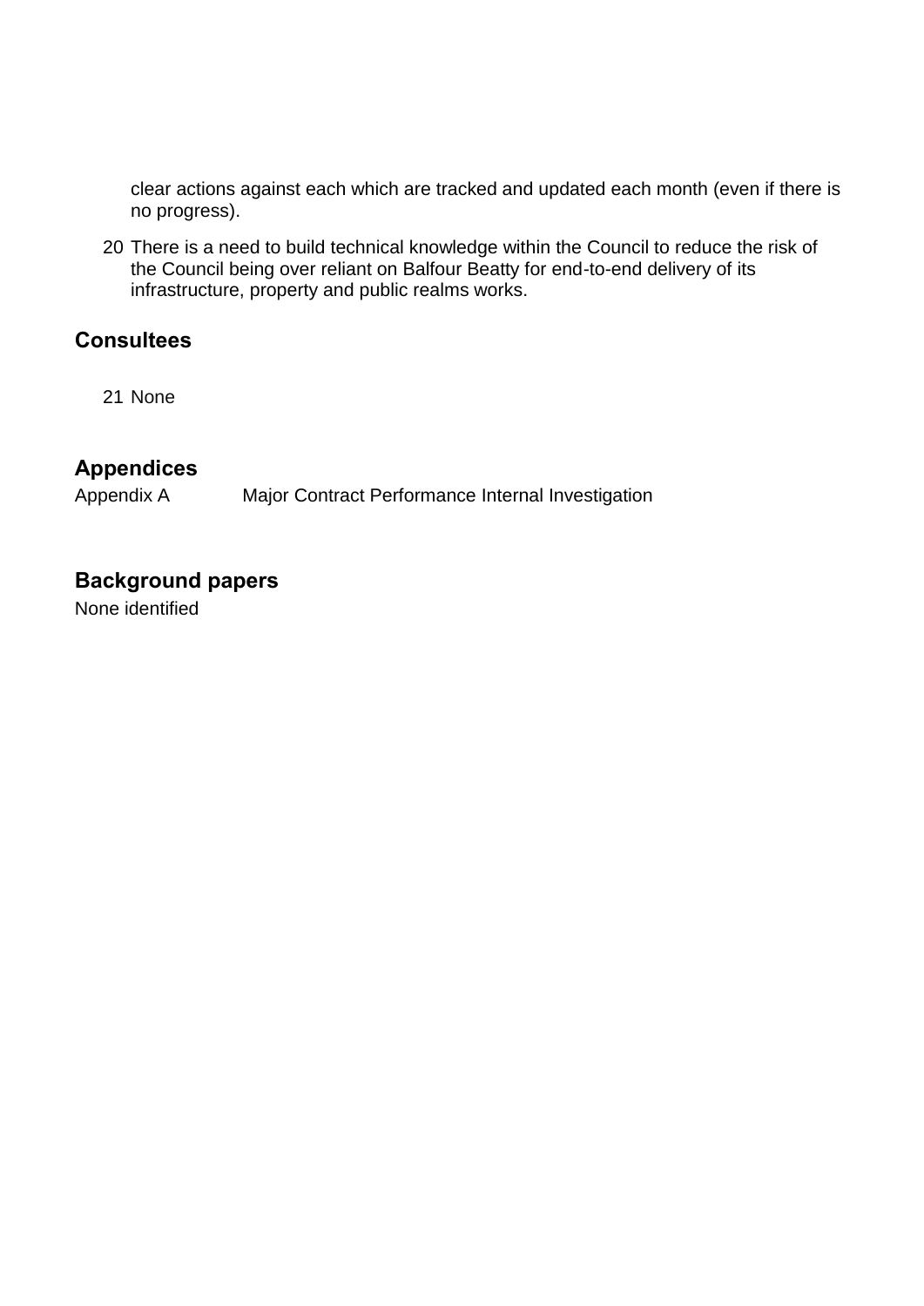clear actions against each which are tracked and updated each month (even if there is no progress).

20 There is a need to build technical knowledge within the Council to reduce the risk of the Council being over reliant on Balfour Beatty for end-to-end delivery of its infrastructure, property and public realms works.

## Consultees

21 None

## Appendices

Appendix A      Major Contract Performance Internal Investigation

## Background papers

None identified